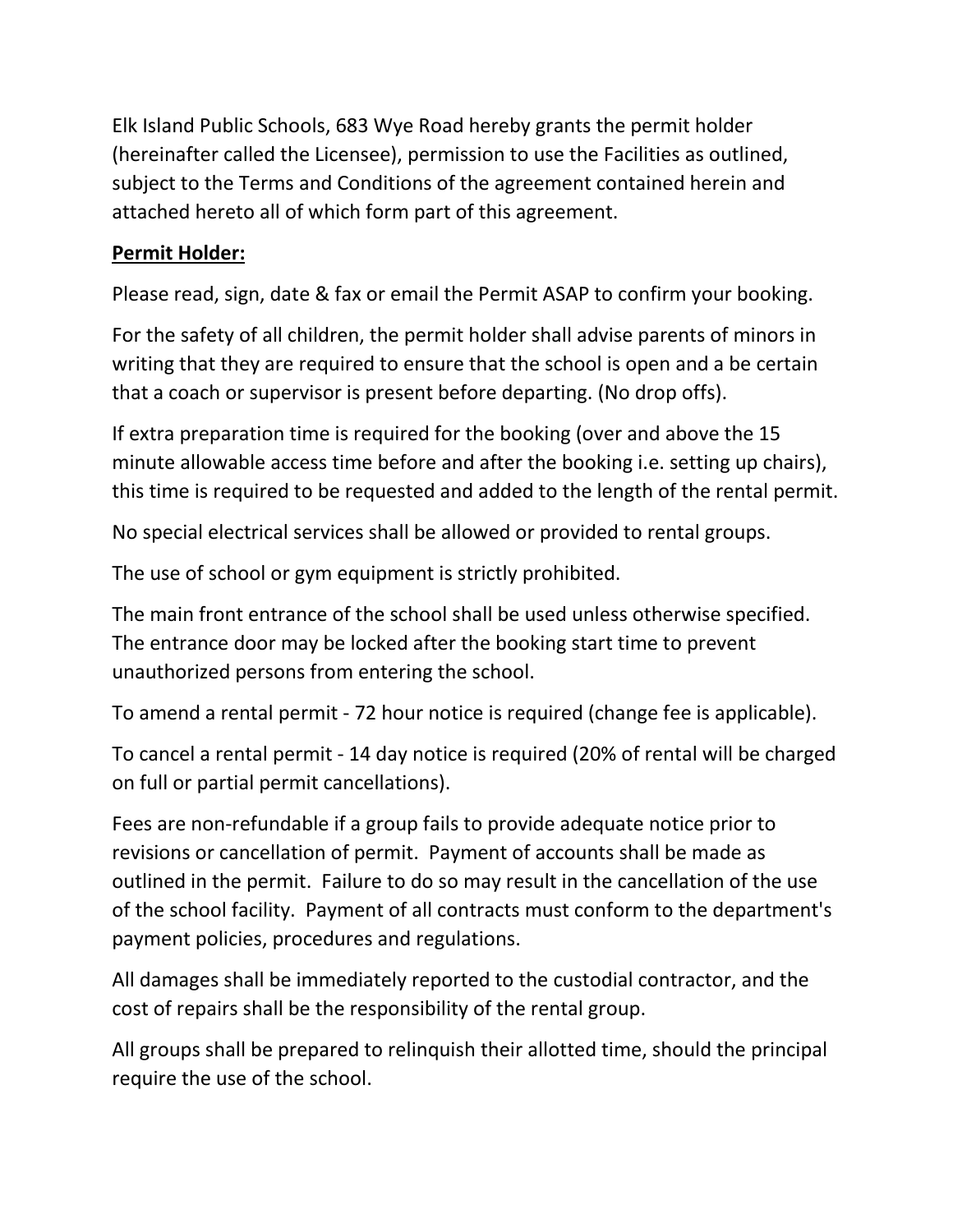Elk Island Public Schools, 683 Wye Road hereby grants the permit holder (hereinafter called the Licensee), permission to use the Facilities as outlined, subject to the Terms and Conditions of the agreement contained herein and attached hereto all of which form part of this agreement.

**Permit Holder:**

Please read, sign, date & fax or email the Permit ASAP to confirm your booking.

For the safety of all children, the permit holder shall advise parents of minors in writing that they are required to ensure that the school is open and a be certain that a coach or supervisor is present before departing. (No drop offs).

If extra preparation time is required for the booking (over and above the 15 minute allowable access time before and after the booking i.e. setting up chairs), this time is required to be requested and added to the length of the rental permit.

No special electrical services shall be allowed or provided to rental groups.

The use of school or gym equipment is strictly prohibited.

The main front entrance of the school shall be used unless otherwise specified. The entrance door may be locked after the booking start time to prevent unauthorized persons from entering the school.

To amend a rental permit - 72 hour notice is required (change fee is applicable).

To cancel a rental permit - 14 day notice is required (20% of rental will be charged on full or partial permit cancellations).

Fees are non-refundable if a group fails to provide adequate notice prior to revisions or cancellation of permit. Payment of accounts shall be made as outlined in the permit. Failure to do so may result in the cancellation of the use of the school facility. Payment of all contracts must conform to the department's payment policies, procedures and regulations.

All damages shall be immediately reported to the custodial contractor, and the cost of repairs shall be the responsibility of the rental group.

All groups shall be prepared to relinquish their allotted time, should the principal require the use of the school.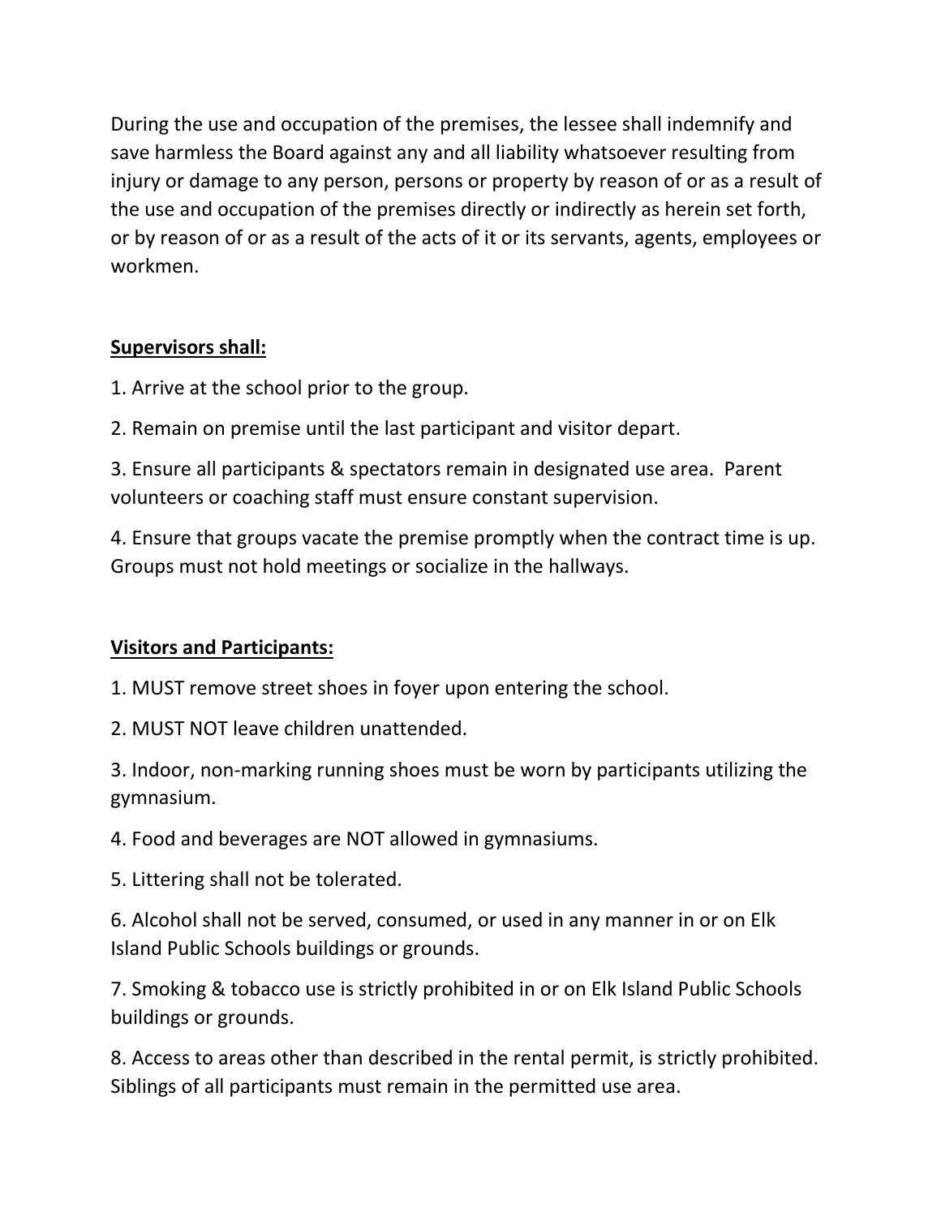During the use and occupation of the premises, the lessee shall indemnify and save harmless the Board against any and all liability whatsoever resulting from injury or damage to any person, persons or property by reason of or as a result of the use and occupation of the premises directly or indirectly as herein set forth, or by reason of or as a result of the acts of it or its servants, agents, employees or workmen.

**<u>Supervisors shall:</u>**

1. Arrive at the school prior to the group.

2. Remain on premise until the last participant and visitor depart.

3. Ensure all participants & spectators remain in designated use area.  Parent volunteers or coaching staff must ensure constant supervision.

4. Ensure that groups vacate the premise promptly when the contract time is up. Groups must not hold meetings or socialize in the hallways.

**<u>Visitors and Participants:</u>**

1. MUST remove street shoes in foyer upon entering the school.

2. MUST NOT leave children unattended.

3. Indoor, non-marking running shoes must be worn by participants utilizing the gymnasium.

4. Food and beverages are NOT allowed in gymnasiums.

5. Littering shall not be tolerated.

6. Alcohol shall not be served, consumed, or used in any manner in or on Elk Island Public Schools buildings or grounds.

7. Smoking & tobacco use is strictly prohibited in or on Elk Island Public Schools buildings or grounds.

8. Access to areas other than described in the rental permit, is strictly prohibited. Siblings of all participants must remain in the permitted use area.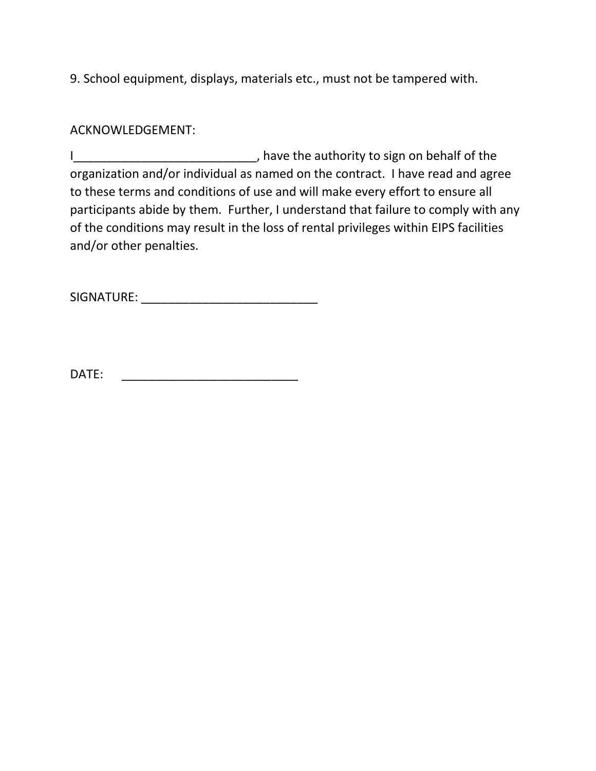9. School equipment, displays, materials etc., must not be tampered with.

ACKNOWLEDGEMENT:

I___________________________, have the authority to sign on behalf of the organization and/or individual as named on the contract. I have read and agree to these terms and conditions of use and will make every effort to ensure all participants abide by them. Further, I understand that failure to comply with any of the conditions may result in the loss of rental privileges within EIPS facilities and/or other penalties.

SIGNATURE: ___________________________

DATE: ___________________________